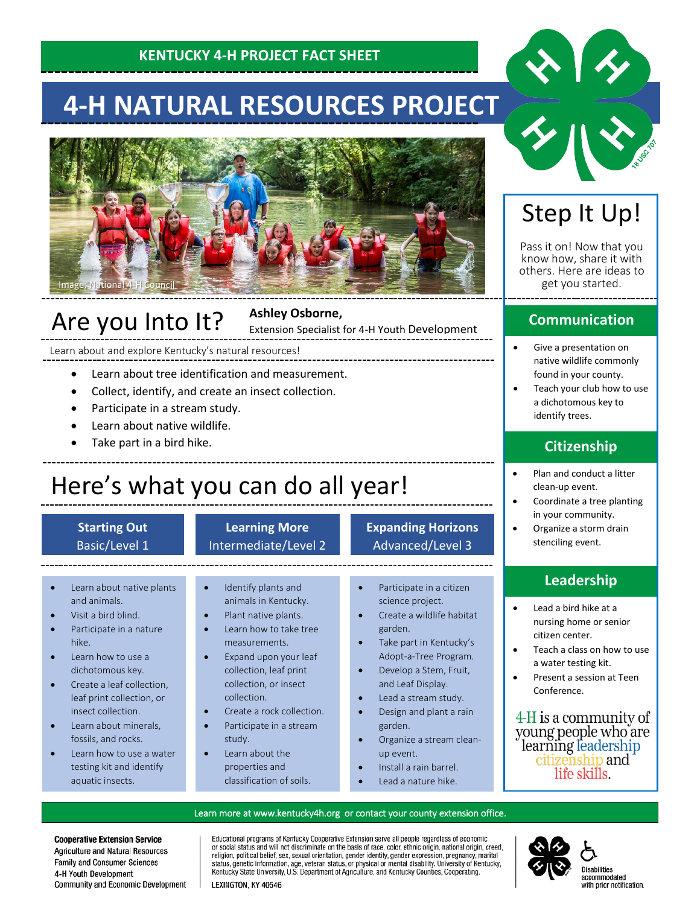KENTUCKY 4-H PROJECT FACT SHEET

# 4-H NATURAL RESOURCES PROJECT

Image: National 4-H Council

## Are you Into It?

**Ashley Osborne,**
Extension Specialist for 4-H Youth Development

Learn about and explore Kentucky's natural resources!

- Learn about tree identification and measurement.
- Collect, identify, and create an insect collection.
- Participate in a stream study.
- Learn about native wildlife.
- Take part in a bird hike.

## Here's what you can do all year!

### Starting Out — Basic/Level 1

- Learn about native plants and animals.
- Visit a bird blind.
- Participate in a nature hike.
- Learn how to use a dichotomous key.
- Create a leaf collection, leaf print collection, or insect collection.
- Learn about minerals, fossils, and rocks.
- Learn how to use a water testing kit and identify aquatic insects.

### Learning More — Intermediate/Level 2

- Identify plants and animals in Kentucky.
- Plant native plants.
- Learn how to take tree measurements.
- Expand upon your leaf collection, leaf print collection, or insect collection.
- Create a rock collection.
- Participate in a stream study.
- Learn about the properties and classification of soils.

### Expanding Horizons — Advanced/Level 3

- Participate in a citizen science project.
- Create a wildlife habitat garden.
- Take part in Kentucky's Adopt-a-Tree Program.
- Develop a Stem, Fruit, and Leaf Display.
- Lead a stream study.
- Design and plant a rain garden.
- Organize a stream clean-up event.
- Install a rain barrel.
- Lead a nature hike.

## Step It Up!

Pass it on! Now that you know how, share it with others. Here are ideas to get you started.

### Communication

- Give a presentation on native wildlife commonly found in your county.
- Teach your club how to use a dichotomous key to identify trees.

### Citizenship

- Plan and conduct a litter clean-up event.
- Coordinate a tree planting in your community.
- Organize a storm drain stenciling event.

### Leadership

- Lead a bird hike at a nursing home or senior citizen center.
- Teach a class on how to use a water testing kit.
- Present a session at Teen Conference.

4-H is a community of young people who are learning leadership citizenship and life skills.

Learn more at www.kentucky4h.org or contact your county extension office.

**Cooperative Extension Service**
Agriculture and Natural Resources
Family and Consumer Sciences
4-H Youth Development
Community and Economic Development

Educational programs of Kentucky Cooperative Extension serve all people regardless of economic or social status and will not discriminate on the basis of race, color, ethnic origin, national origin, creed, religion, political belief, sex, sexual orientation, gender identity, gender expression, pregnancy, marital status, genetic information, age, veteran status, or physical or mental disability. University of Kentucky, Kentucky State University, U.S. Department of Agriculture, and Kentucky Counties, Cooperating.

LEXINGTON, KY 40546

Disabilities accommodated with prior notification.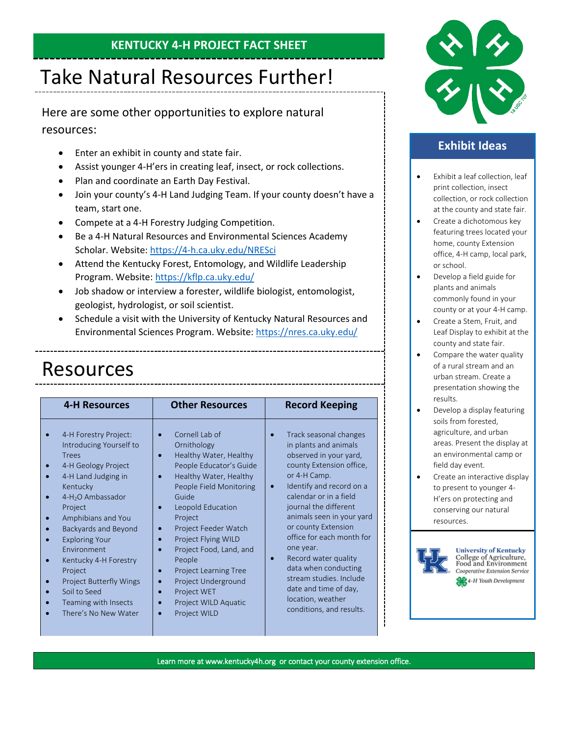**KENTUCKY 4-H PROJECT FACT SHEET**

# Take Natural Resources Further!

Here are some other opportunities to explore natural resources:

- Enter an exhibit in county and state fair.
- Assist younger 4-H'ers in creating leaf, insect, or rock collections.
- Plan and coordinate an Earth Day Festival.
- Join your county's 4-H Land Judging Team. If your county doesn't have a team, start one.
- Compete at a 4-H Forestry Judging Competition.
- Be a 4-H Natural Resources and Environmental Sciences Academy Scholar. Website: https://4-h.ca.uky.edu/NRESci
- Attend the Kentucky Forest, Entomology, and Wildlife Leadership Program. Website: https://kflp.ca.uky.edu/
- Job shadow or interview a forester, wildlife biologist, entomologist, geologist, hydrologist, or soil scientist.
- Schedule a visit with the University of Kentucky Natural Resources and Environmental Sciences Program. Website: https://nres.ca.uky.edu/

# Resources

| 4-H Resources | Other Resources | Record Keeping |
| --- | --- | --- |
| • 4-H Forestry Project: Introducing Yourself to Trees<br>• 4-H Geology Project<br>• 4-H Land Judging in Kentucky<br>• 4-$H_2O$ Ambassador Project<br>• Amphibians and You<br>• Backyards and Beyond<br>• Exploring Your Environment<br>• Kentucky 4-H Forestry Project<br>• Project Butterfly Wings<br>• Soil to Seed<br>• Teaming with Insects<br>• There's No New Water | • Cornell Lab of Ornithology<br>• Healthy Water, Healthy People Educator's Guide<br>• Healthy Water, Healthy People Field Monitoring Guide<br>• Leopold Education Project<br>• Project Feeder Watch<br>• Project Flying WILD<br>• Project Food, Land, and People<br>• Project Learning Tree<br>• Project Underground<br>• Project WET<br>• Project WILD Aquatic<br>• Project WILD | • Track seasonal changes in plants and animals observed in your yard, county Extension office, or 4-H Camp.<br>• Identify and record on a calendar or in a field journal the different animals seen in your yard or county Extension office for each month for one year.<br>• Record water quality data when conducting stream studies. Include date and time of day, location, weather conditions, and results. |

## Exhibit Ideas

- Exhibit a leaf collection, leaf print collection, insect collection, or rock collection at the county and state fair.
- Create a dichotomous key featuring trees located your home, county Extension office, 4-H camp, local park, or school.
- Develop a field guide for plants and animals commonly found in your county or at your 4-H camp.
- Create a Stem, Fruit, and Leaf Display to exhibit at the county and state fair.
- Compare the water quality of a rural stream and an urban stream. Create a presentation showing the results.
- Develop a display featuring soils from forested, agriculture, and urban areas. Present the display at an environmental camp or field day event.
- Create an interactive display to present to younger 4-H'ers on protecting and conserving our natural resources.

University of Kentucky College of Agriculture, Food and Environment
*Cooperative Extension Service*
*4-H Youth Development*

Learn more at www.kentucky4h.org or contact your county extension office.